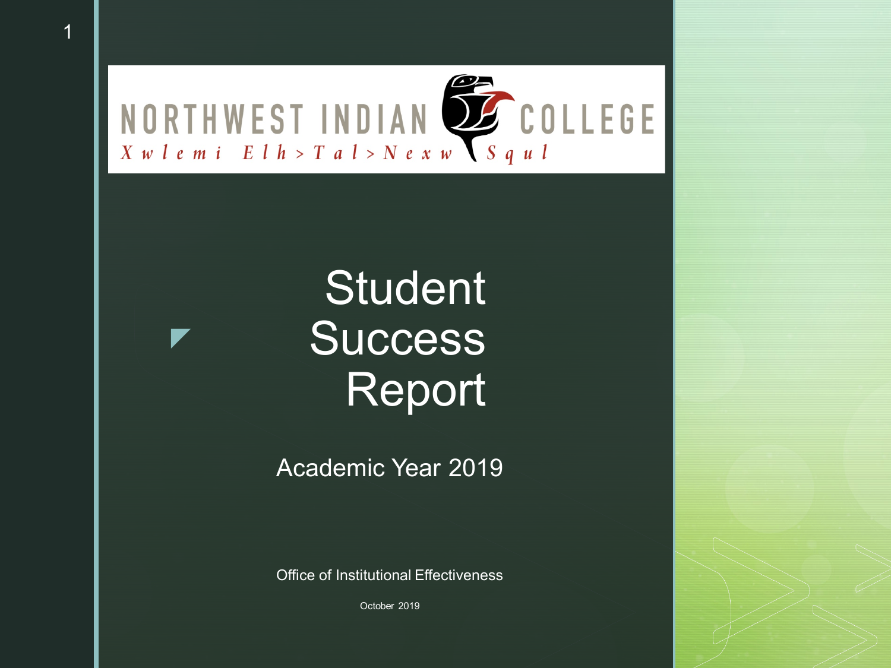NORTHWEST INDIAN COLLEGE

Xwlemi Elh>Tal>Nexw Squl

# Student Success Report

## Academic Year 2019

Office of Institutional Effectiveness

October 2019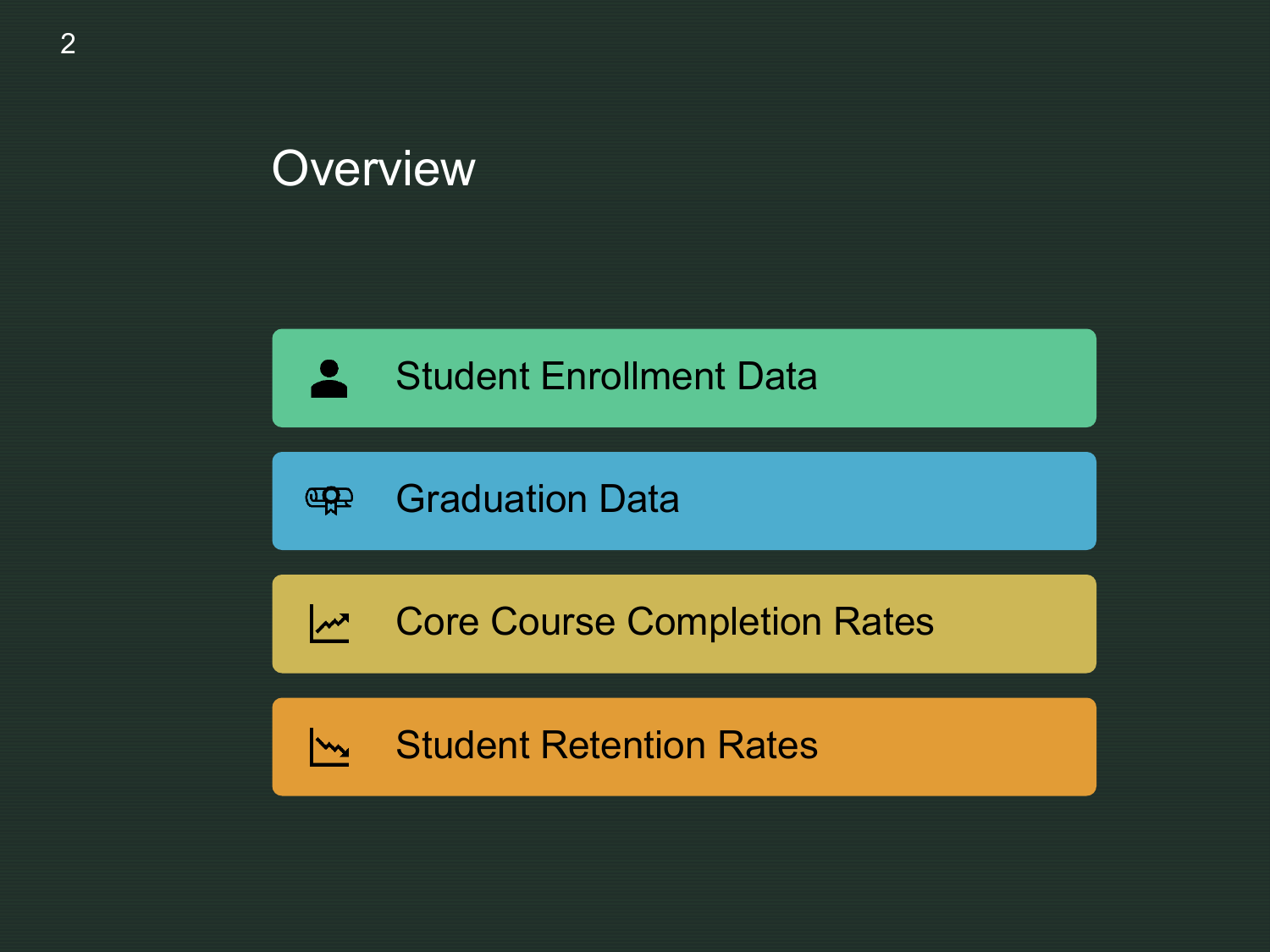# Overview

- Student Enrollment Data
- Graduation Data
- Core Course Completion Rates
- Student Retention Rates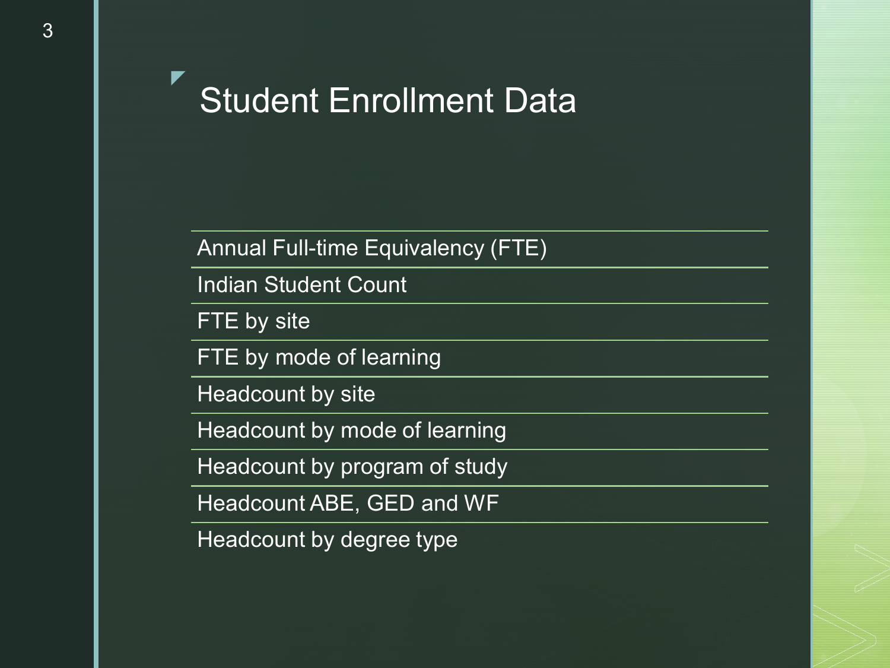# Student Enrollment Data

- Annual Full-time Equivalency (FTE)
- Indian Student Count
- FTE by site
- FTE by mode of learning
- Headcount by site
- Headcount by mode of learning
- Headcount by program of study
- Headcount ABE, GED and WF
- Headcount by degree type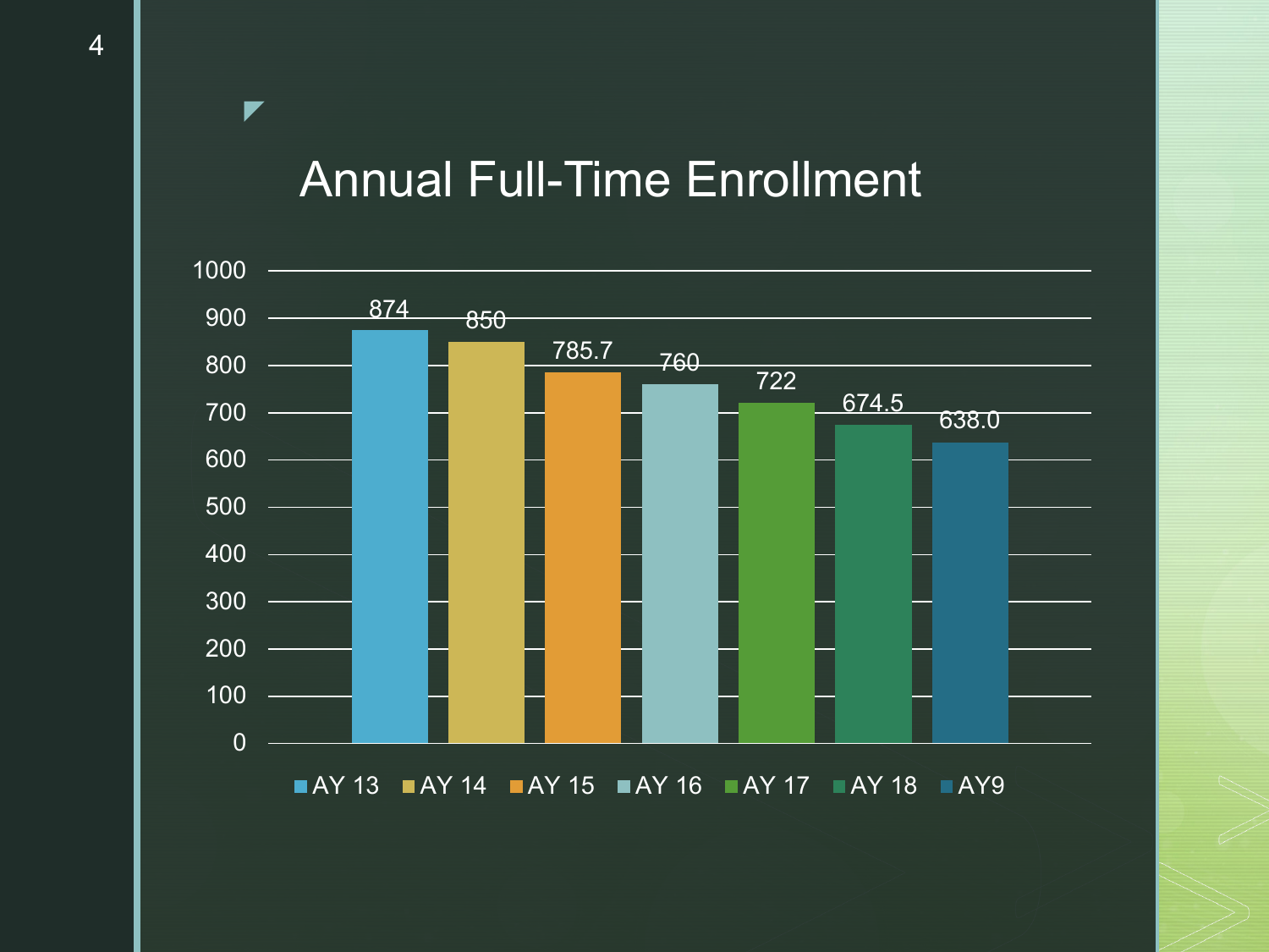# Annual Full-Time Enrollment

| AY 13 | AY 14 | AY 15 | AY 16 | AY 17 | AY 18 | AY9 |
|---|---|---|---|---|---|---|
| 874 | 850 | 785.7 | 760 | 722 | 674.5 | 638.0 |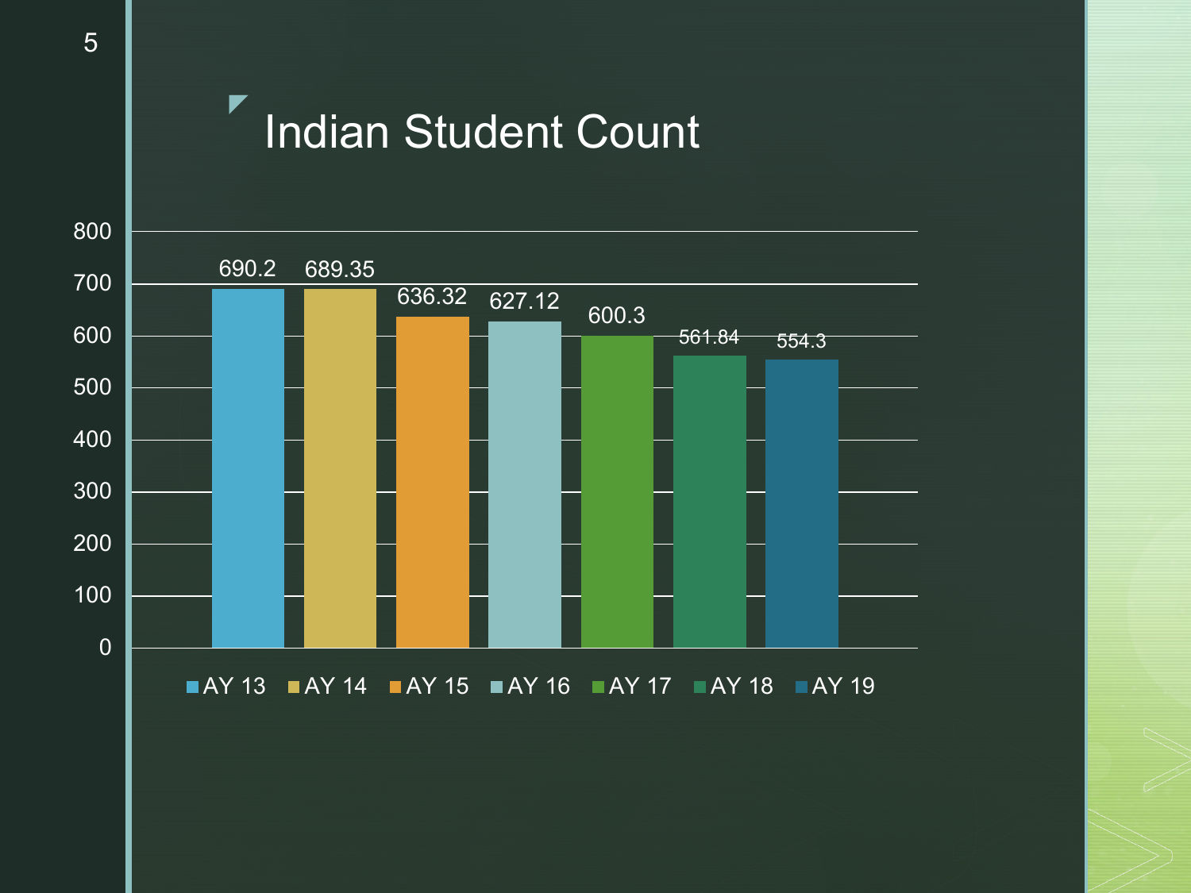# Indian Student Count

| AY 13 | AY 14 | AY 15 | AY 16 | AY 17 | AY 18 | AY 19 |
|---|---|---|---|---|---|---|
| 690.2 | 689.35 | 636.32 | 627.12 | 600.3 | 561.84 | 554.3 |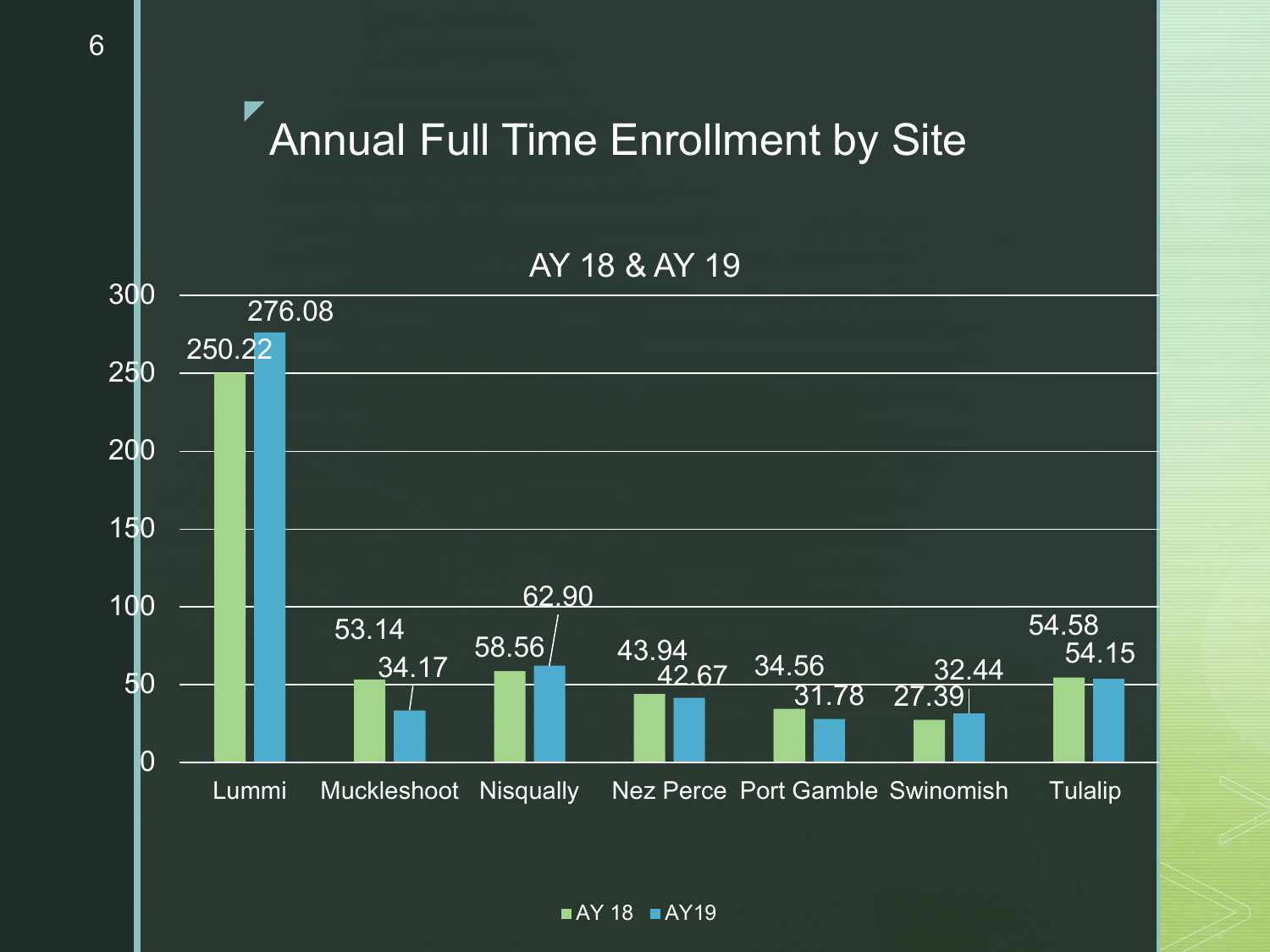# Annual Full Time Enrollment by Site

AY 18 & AY 19

| Site | AY 18 | AY19 |
| --- | --- | --- |
| Lummi | 250.22 | 276.08 |
| Muckleshoot | 53.14 | 34.17 |
| Nisqually | 58.56 | 62.90 |
| Nez Perce | 43.94 | 42.67 |
| Port Gamble | 34.56 | 31.78 |
| Swinomish | 27.39 | 32.44 |
| Tulalip | 54.58 | 54.15 |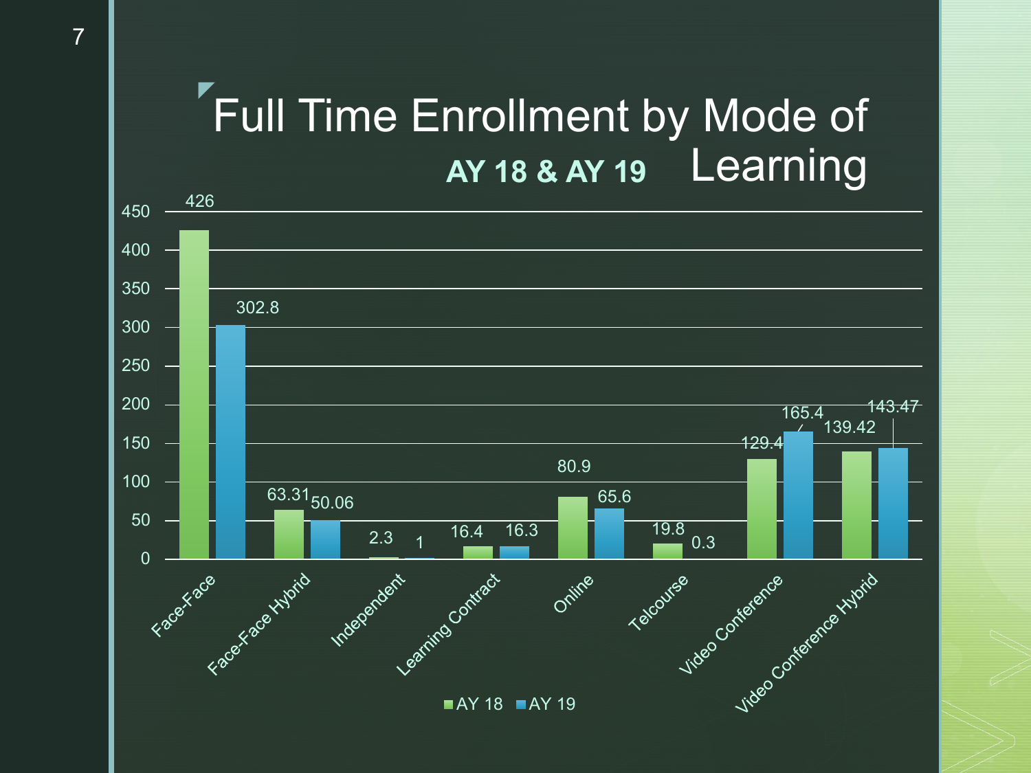# Full Time Enrollment by Mode of Learning

**AY 18 & AY 19**

| Mode of Learning | AY 18 | AY 19 |
| --- | --- | --- |
| Face-Face | 426 | 302.8 |
| Face-Face Hybrid | 63.31 | 50.06 |
| Independent | 2.3 | 1 |
| Learning Contract | 16.4 | 16.3 |
| Online | 80.9 | 65.6 |
| Telcourse | 19.8 | 0.3 |
| Video Conference | 129.4 | 165.4 |
| Video Conference Hybrid | 139.42 | 143.47 |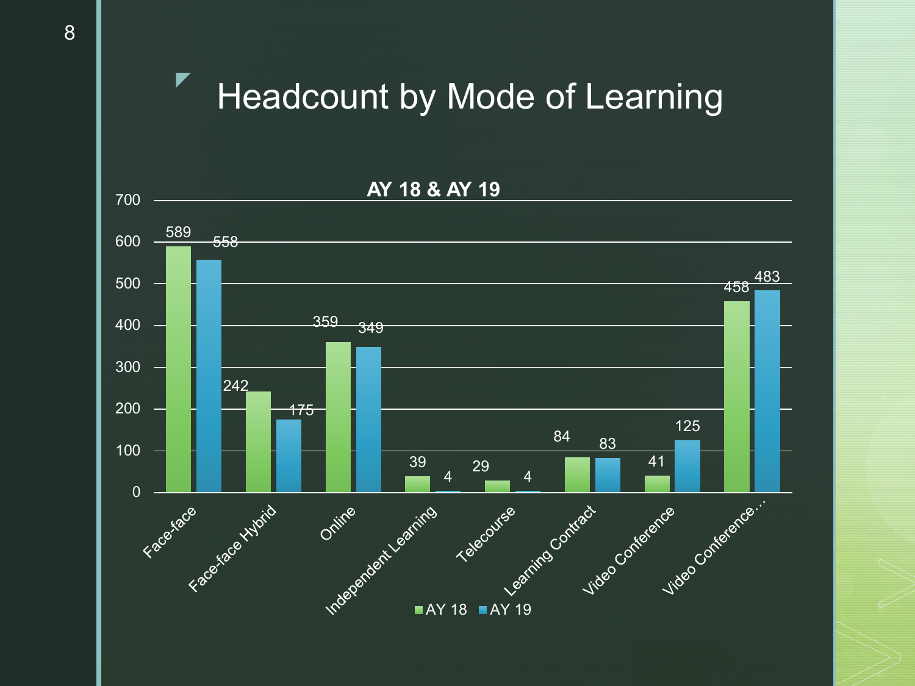# Headcount by Mode of Learning

**AY 18 & AY 19**

| Mode of Learning | AY 18 | AY 19 |
|---|---|---|
| Face-face | 589 | 558 |
| Face-face Hybrid | 242 | 175 |
| Online | 359 | 349 |
| Independent Learning | 39 | 4 |
| Telecourse | 29 | 4 |
| Learning Contract | 84 | 83 |
| Video Conference | 41 | 125 |
| Video Conference… | 458 | 483 |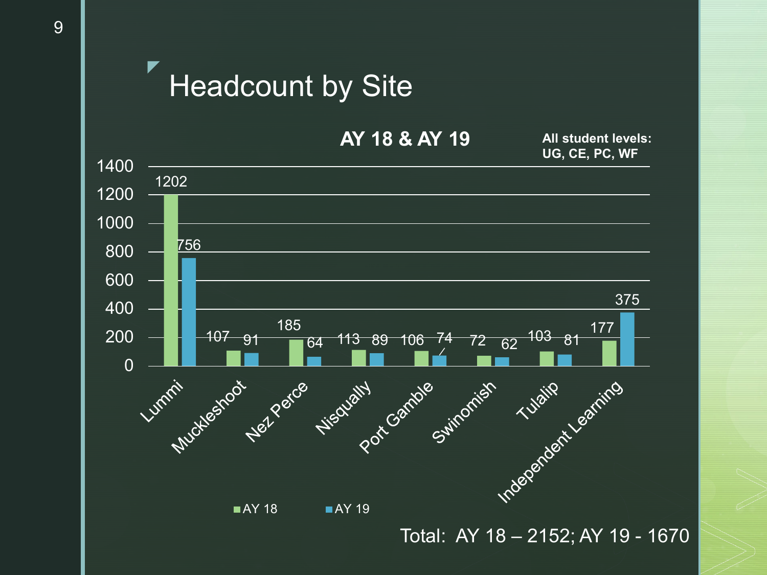# Headcount by Site

**AY 18 & AY 19**

**All student levels: UG, CE, PC, WF**

| Site | AY 18 | AY 19 |
|---|---|---|
| Lummi | 1202 | 756 |
| Muckleshoot | 107 | 91 |
| Nez Perce | 185 | 64 |
| Nisqually | 113 | 89 |
| Port Gamble | 106 | 74 |
| Swinomish | 72 | 62 |
| Tulalip | 103 | 81 |
| Independent Learning | 177 | 375 |

Total: AY 18 – 2152; AY 19 - 1670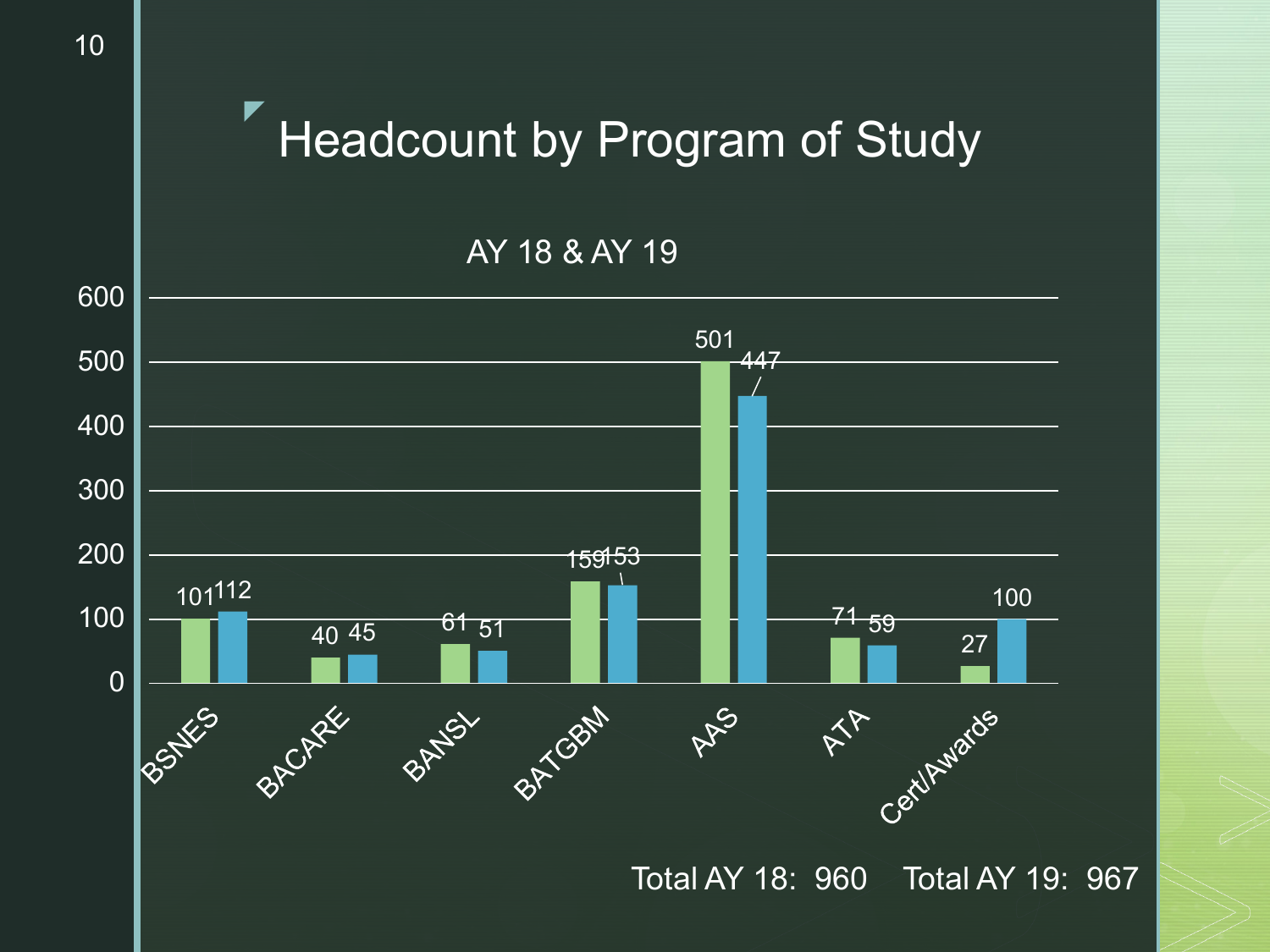# Headcount by Program of Study

AY 18 & AY 19

| Program | AY 18 | AY 19 |
|---|---|---|
| BSNES | 101 | 112 |
| BACARE | 40 | 45 |
| BANSL | 61 | 51 |
| BATGBM | 159 | 153 |
| AAS | 501 | 447 |
| ATA | 71 | 59 |
| Cert/Awards | 27 | 100 |

Total AY 18: 960 Total AY 19: 967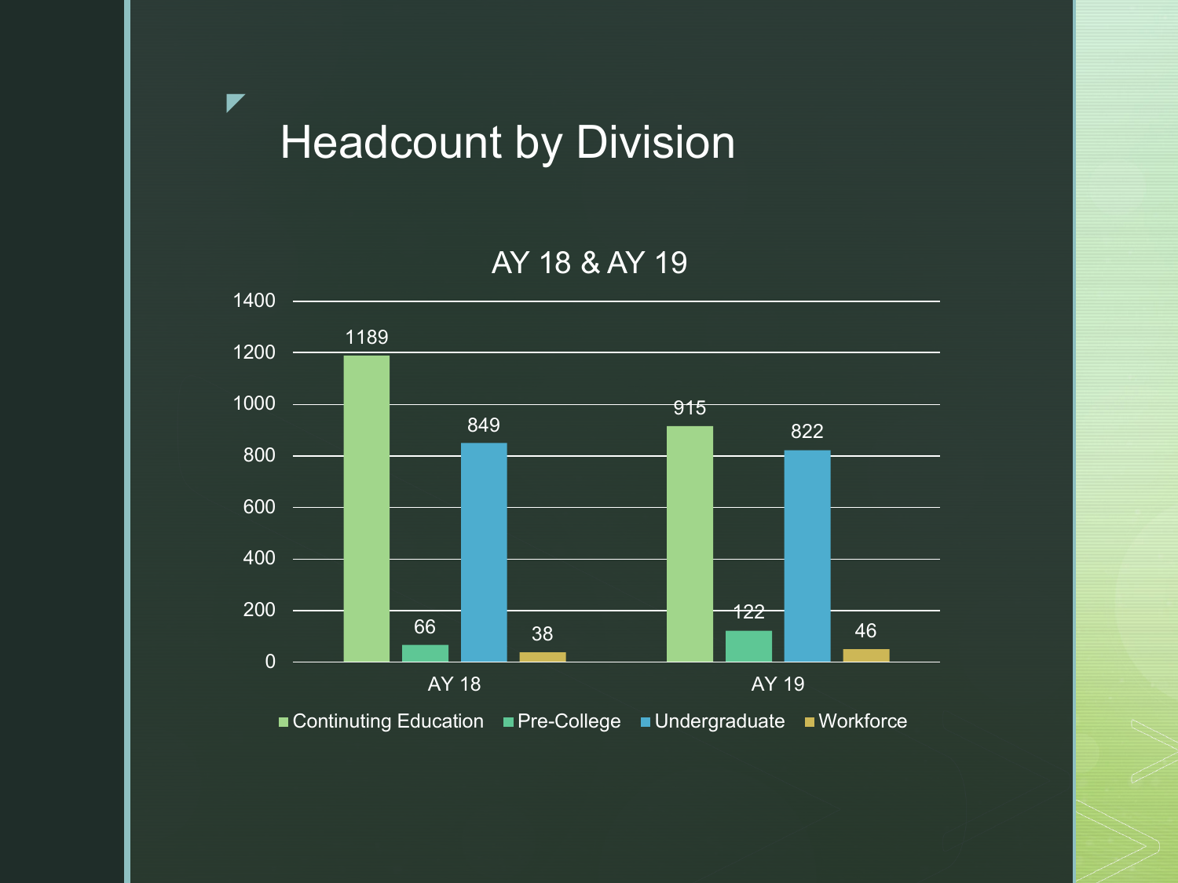# Headcount by Division

**AY 18 & AY 19**

| | Continuing Education | Pre-College | Undergraduate | Workforce |
|---|---|---|---|---|
| AY 18 | 1189 | 66 | 849 | 38 |
| AY 19 | 915 | 122 | 822 | 46 |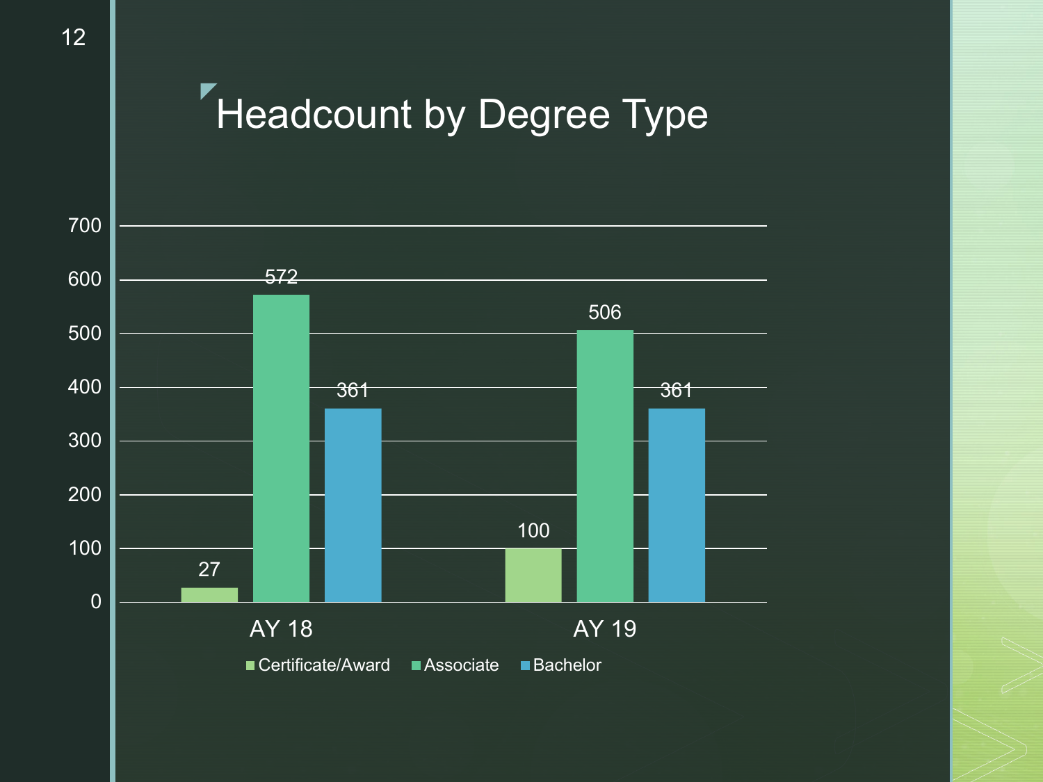# Headcount by Degree Type

| | Certificate/Award | Associate | Bachelor |
|---|---|---|---|
| AY 18 | 27 | 572 | 361 |
| AY 19 | 100 | 506 | 361 |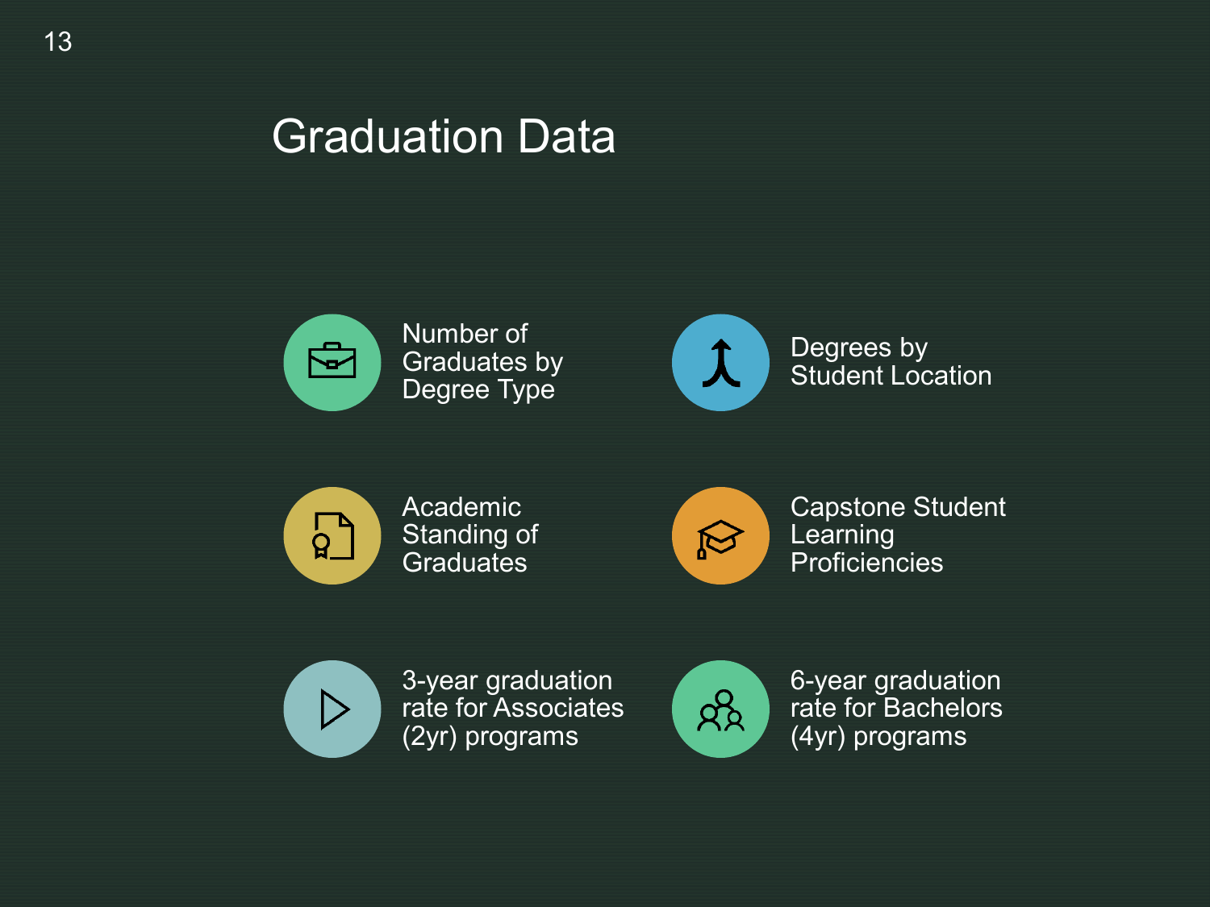# Graduation Data

- Number of Graduates by Degree Type
- Degrees by Student Location
- Academic Standing of Graduates
- Capstone Student Learning Proficiencies
- 3-year graduation rate for Associates (2yr) programs
- 6-year graduation rate for Bachelors (4yr) programs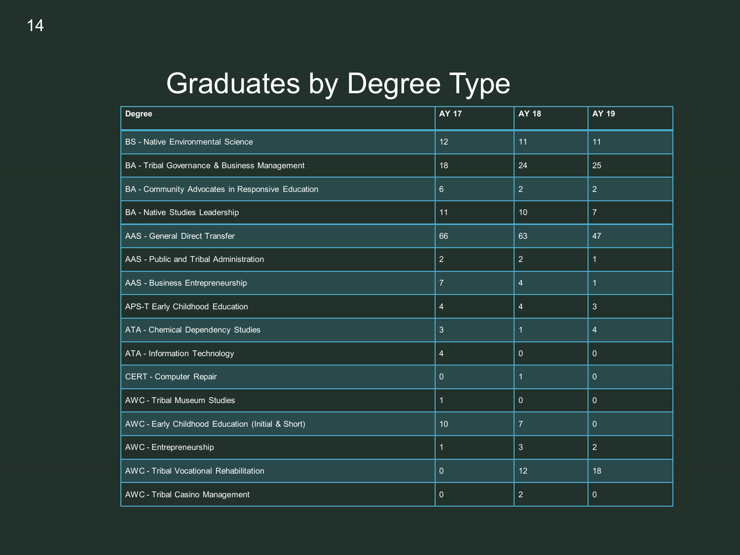# Graduates by Degree Type

| Degree | AY 17 | AY 18 | AY 19 |
|---|---|---|---|
| BS - Native Environmental Science | 12 | 11 | 11 |
| BA - Tribal Governance & Business Management | 18 | 24 | 25 |
| BA - Community Advocates in Responsive Education | 6 | 2 | 2 |
| BA - Native Studies Leadership | 11 | 10 | 7 |
| AAS - General Direct Transfer | 66 | 63 | 47 |
| AAS - Public and Tribal Administration | 2 | 2 | 1 |
| AAS - Business Entrepreneurship | 7 | 4 | 1 |
| APS-T Early Childhood Education | 4 | 4 | 3 |
| ATA - Chemical Dependency Studies | 3 | 1 | 4 |
| ATA - Information Technology | 4 | 0 | 0 |
| CERT - Computer Repair | 0 | 1 | 0 |
| AWC - Tribal Museum Studies | 1 | 0 | 0 |
| AWC - Early Childhood Education (Initial & Short) | 10 | 7 | 0 |
| AWC - Entrepreneurship | 1 | 3 | 2 |
| AWC - Tribal Vocational Rehabilitation | 0 | 12 | 18 |
| AWC - Tribal Casino Management | 0 | 2 | 0 |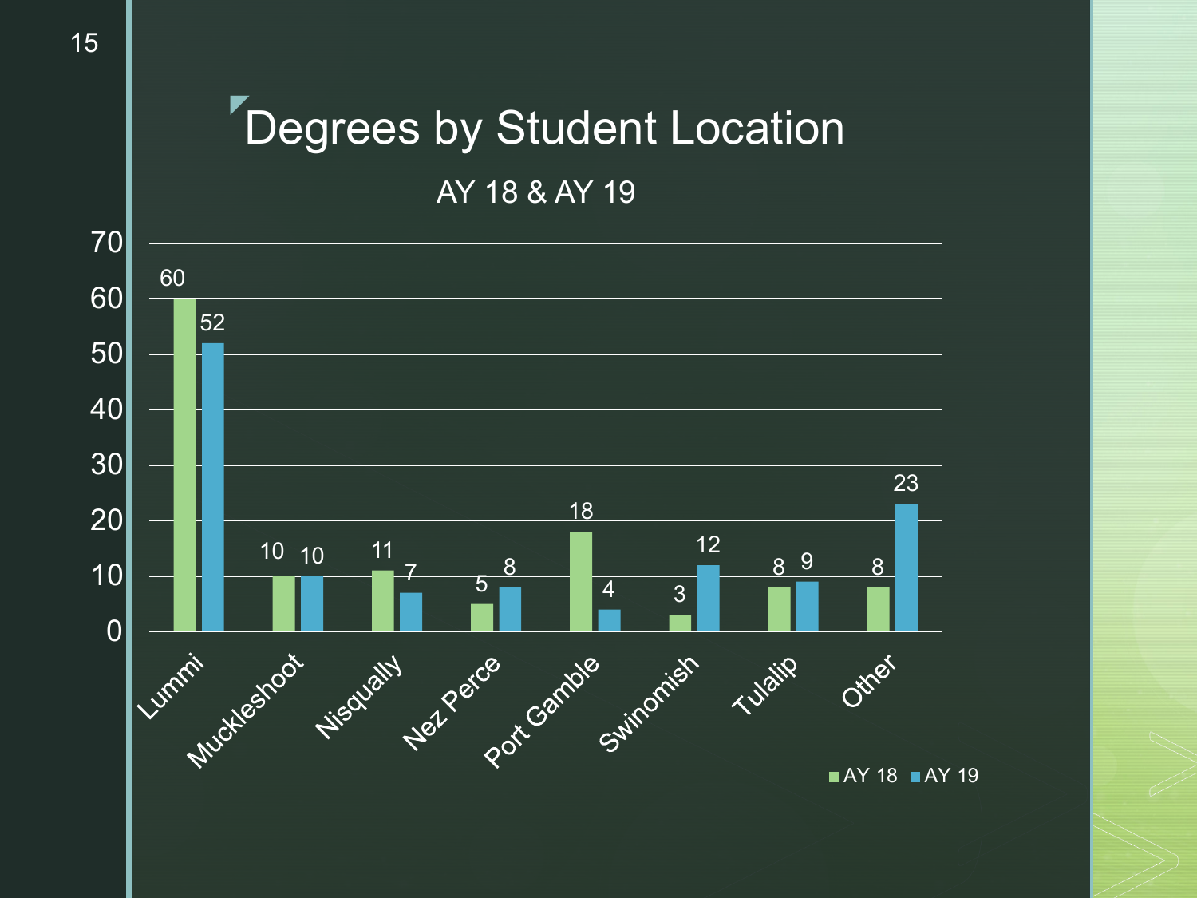# Degrees by Student Location

AY 18 & AY 19

| Location | AY 18 | AY 19 |
|---|---|---|
| Lummi | 60 | 52 |
| Muckleshoot | 10 | 10 |
| Nisqually | 11 | 7 |
| Nez Perce | 5 | 8 |
| Port Gamble | 18 | 4 |
| Swinomish | 3 | 12 |
| Tulalip | 8 | 9 |
| Other | 8 | 23 |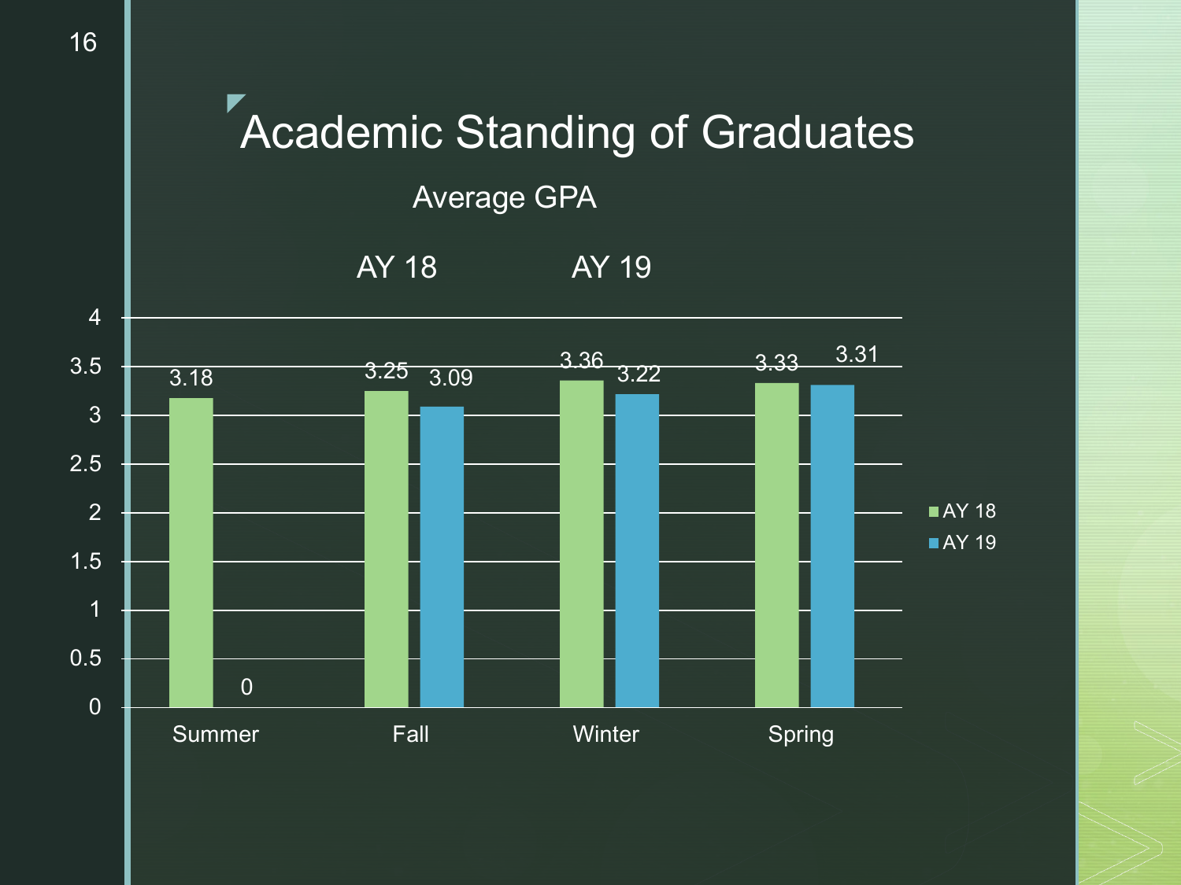# Academic Standing of Graduates

Average GPA

| | AY 18 | AY 19 |
|---|---|---|
| Summer | 3.18 | 0 |
| Fall | 3.25 | 3.09 |
| Winter | 3.36 | 3.22 |
| Spring | 3.33 | 3.31 |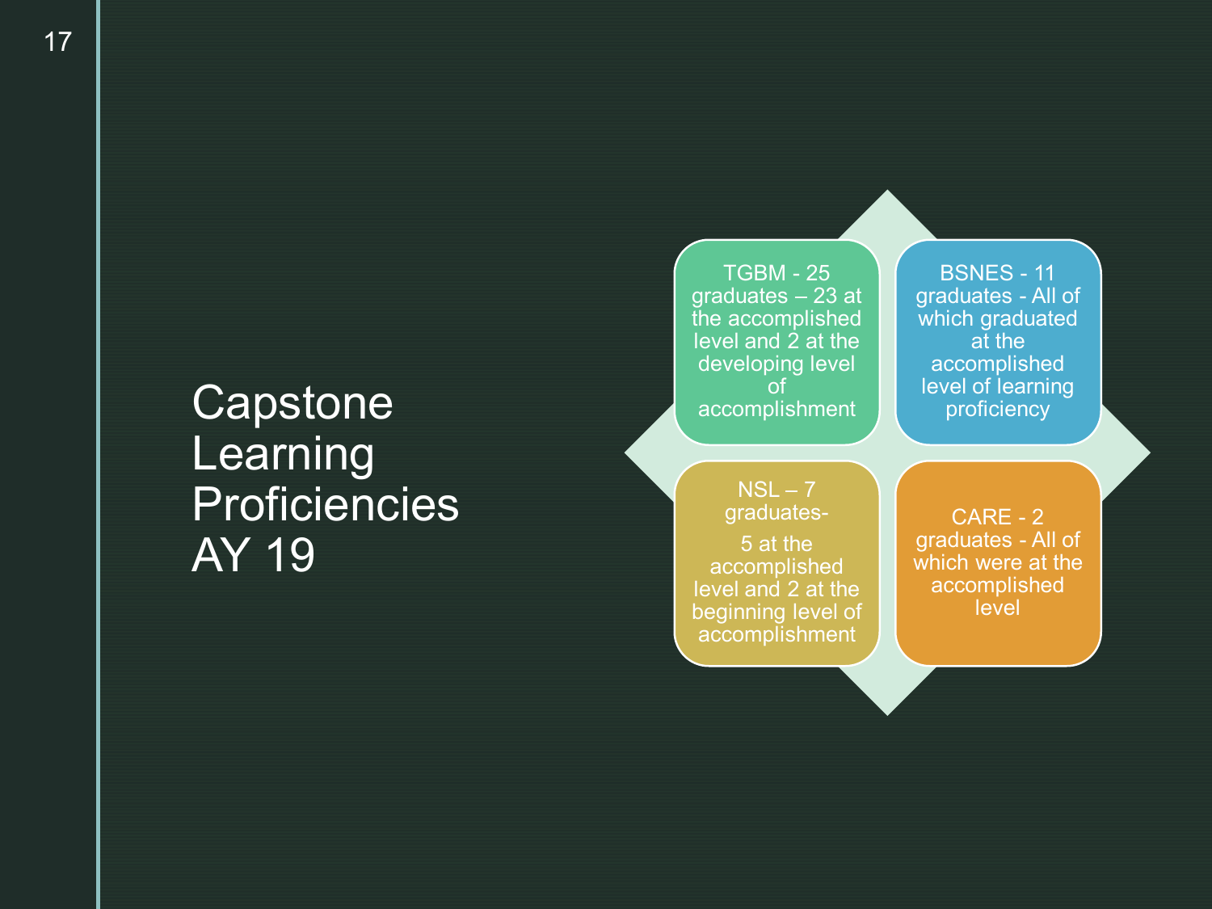# Capstone Learning Proficiencies AY 19

- TGBM - 25 graduates – 23 at the accomplished level and 2 at the developing level of accomplishment
- BSNES - 11 graduates - All of which graduated at the accomplished level of learning proficiency
- NSL – 7 graduates- 5 at the accomplished level and 2 at the beginning level of accomplishment
- CARE - 2 graduates - All of which were at the accomplished level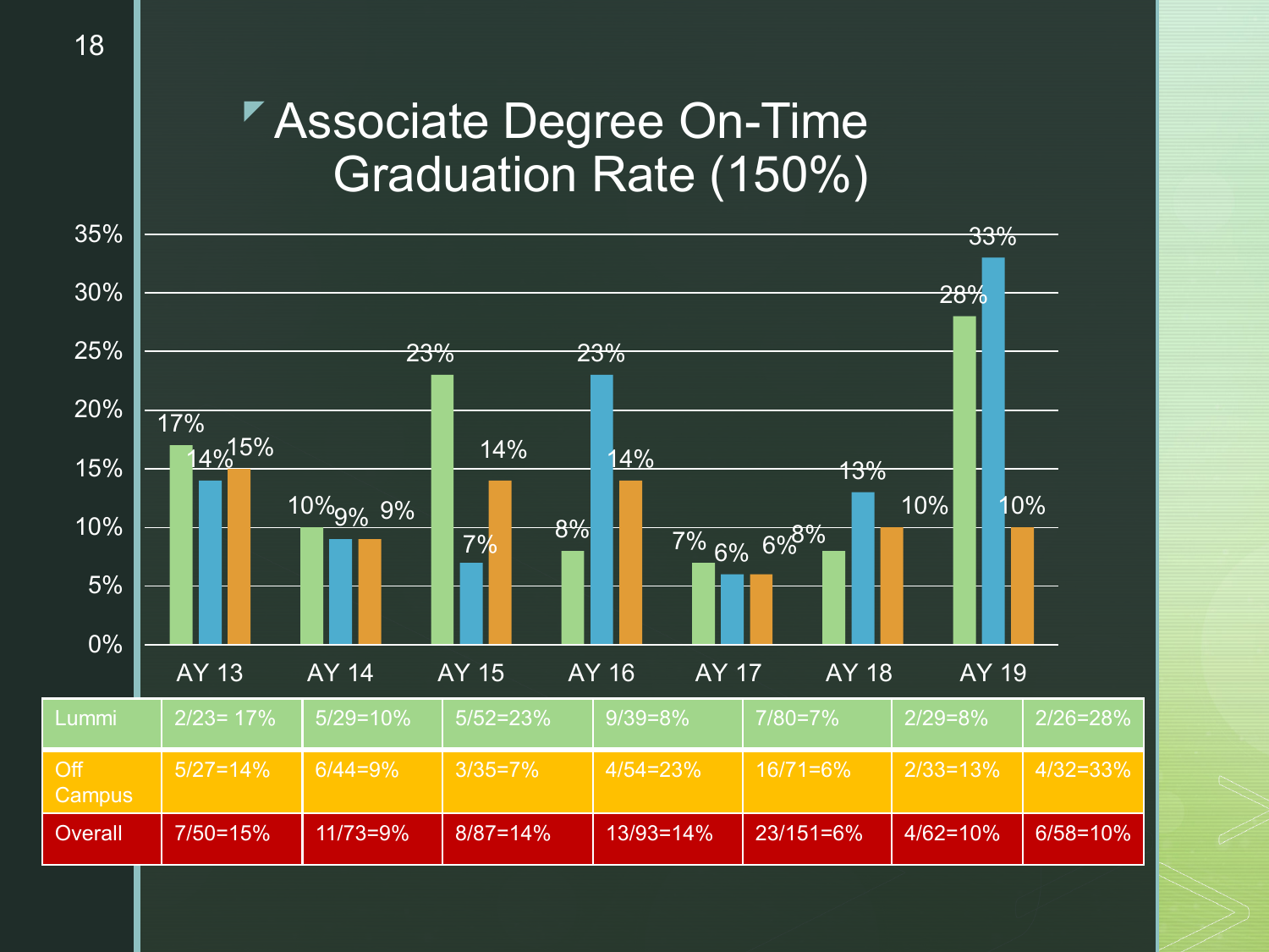# Associate Degree On-Time Graduation Rate (150%)

| | AY 13 | AY 14 | AY 15 | AY 16 | AY 17 | AY 18 | AY 19 |
|---|---|---|---|---|---|---|---|
| Lummi | 2/23= 17% | 5/29=10% | 5/52=23% | 9/39=8% | 7/80=7% | 2/29=8% | 2/26=28% |
| Off Campus | 5/27=14% | 6/44=9% | 3/35=7% | 4/54=23% | 16/71=6% | 2/33=13% | 4/32=33% |
| Overall | 7/50=15% | 11/73=9% | 8/87=14% | 13/93=14% | 23/151=6% | 4/62=10% | 6/58=10% |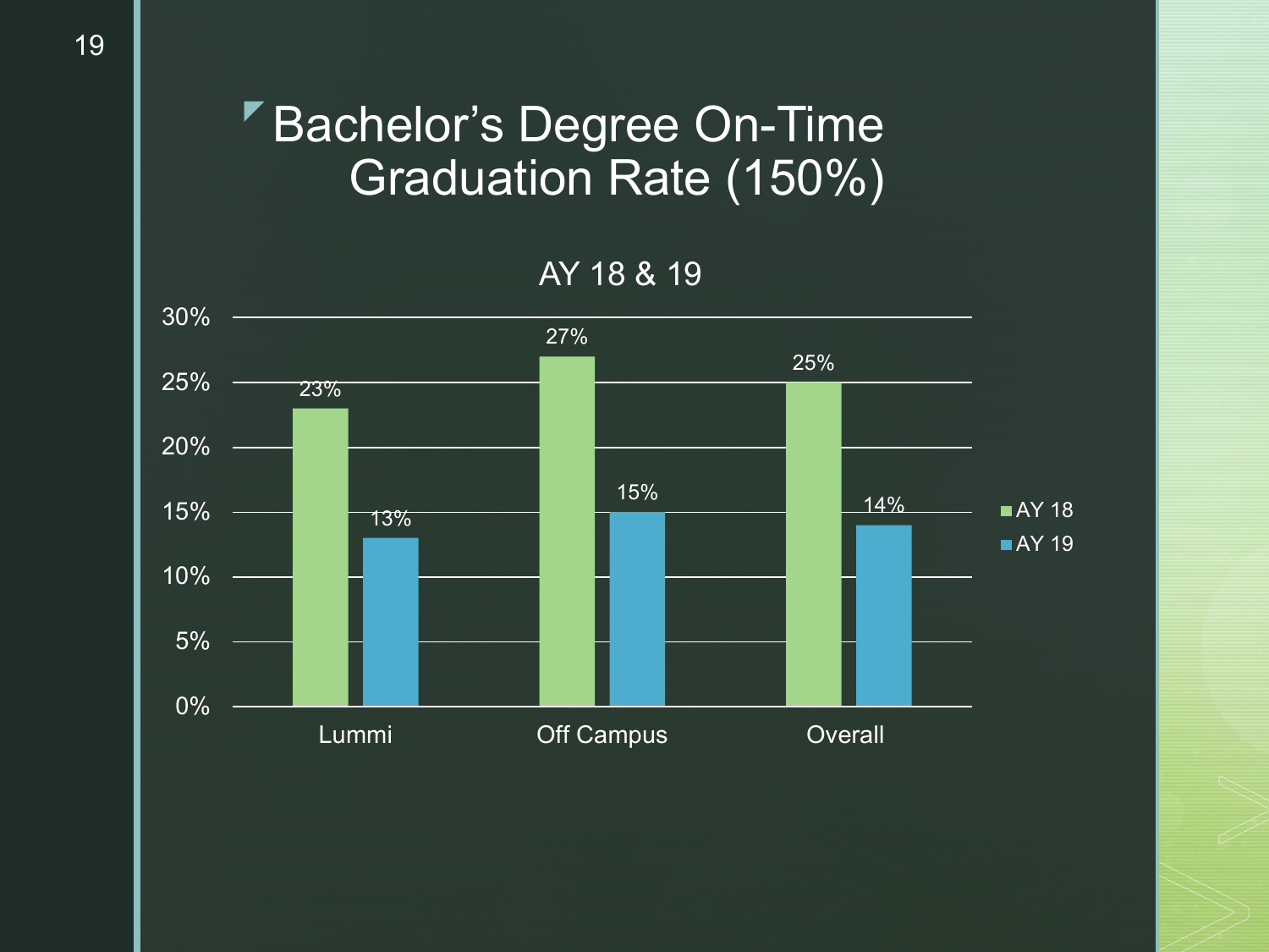# Bachelor's Degree On-Time Graduation Rate (150%)

AY 18 & 19

| | AY 18 | AY 19 |
|---|---|---|
| Lummi | 23% | 13% |
| Off Campus | 27% | 15% |
| Overall | 25% | 14% |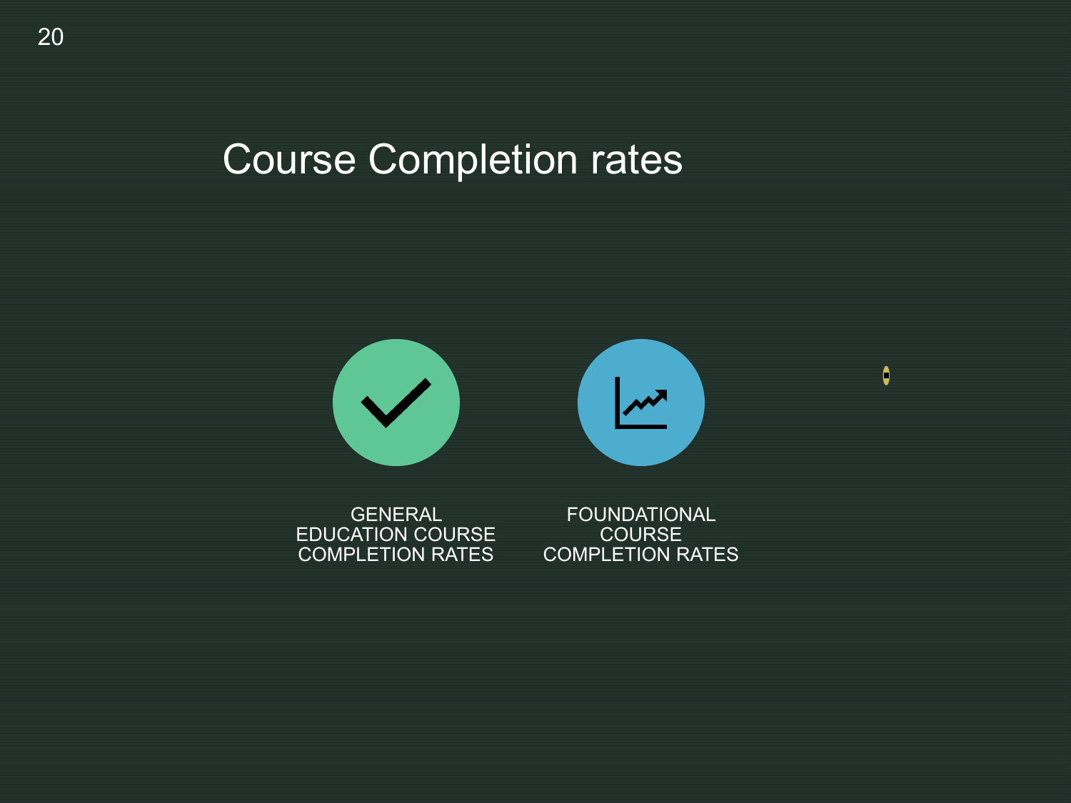# Course Completion rates

GENERAL EDUCATION COURSE COMPLETION RATES

FOUNDATIONAL COURSE COMPLETION RATES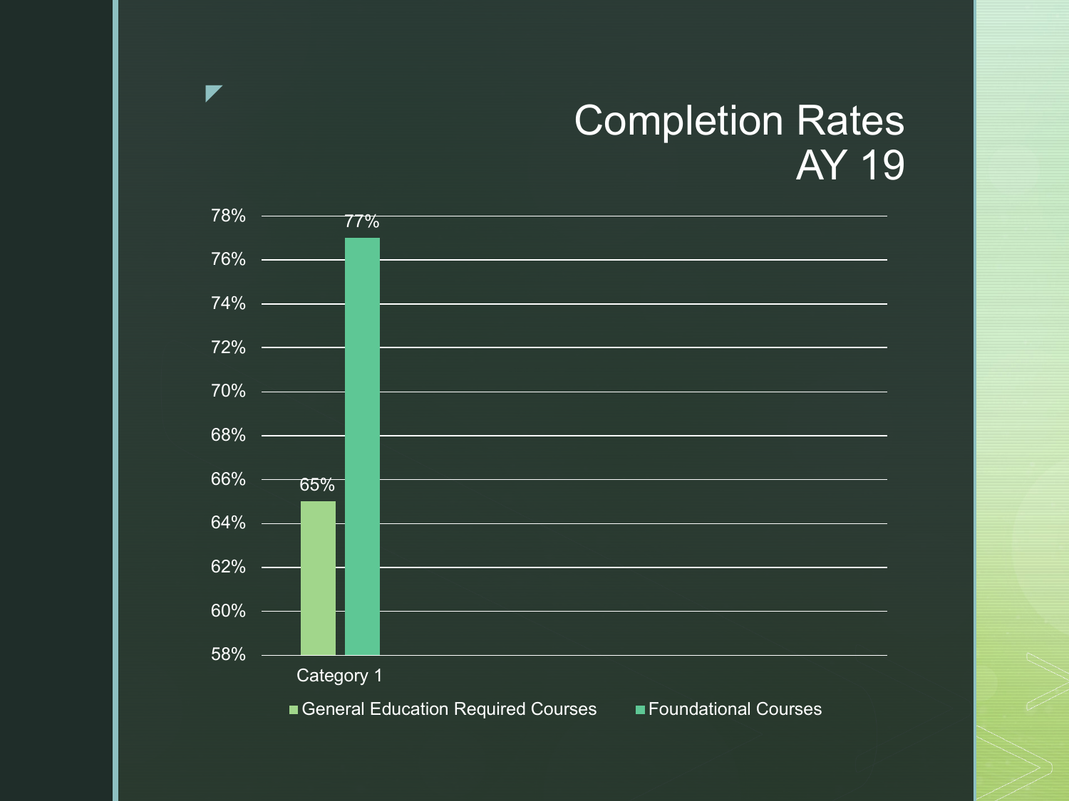# Completion Rates AY 19

| Category | General Education Required Courses | Foundational Courses |
|---|---|---|
| Category 1 | 65% | 77% |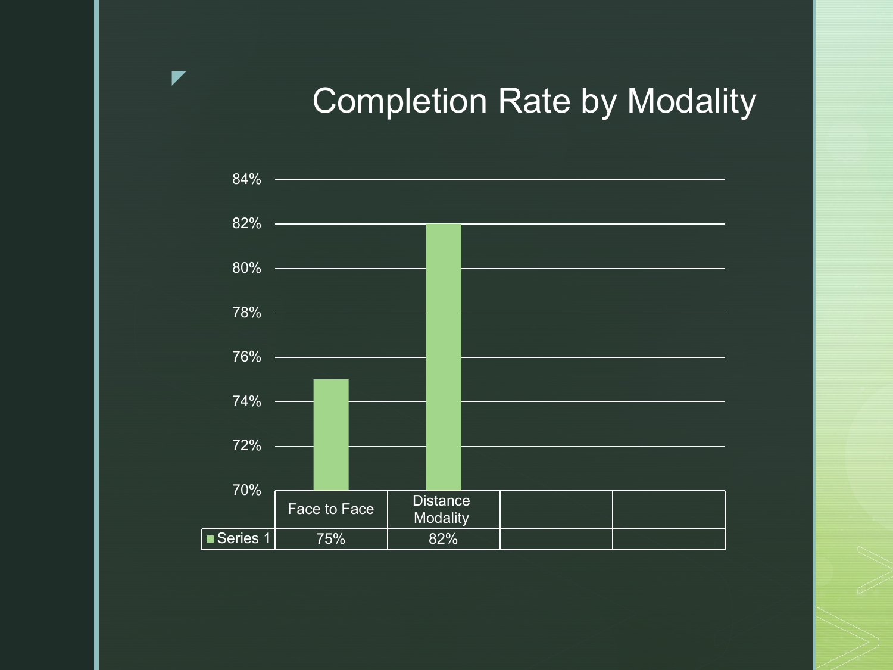# Completion Rate by Modality

| | Face to Face | Distance Modality | | |
|---|---|---|---|---|
| Series 1 | 75% | 82% | | |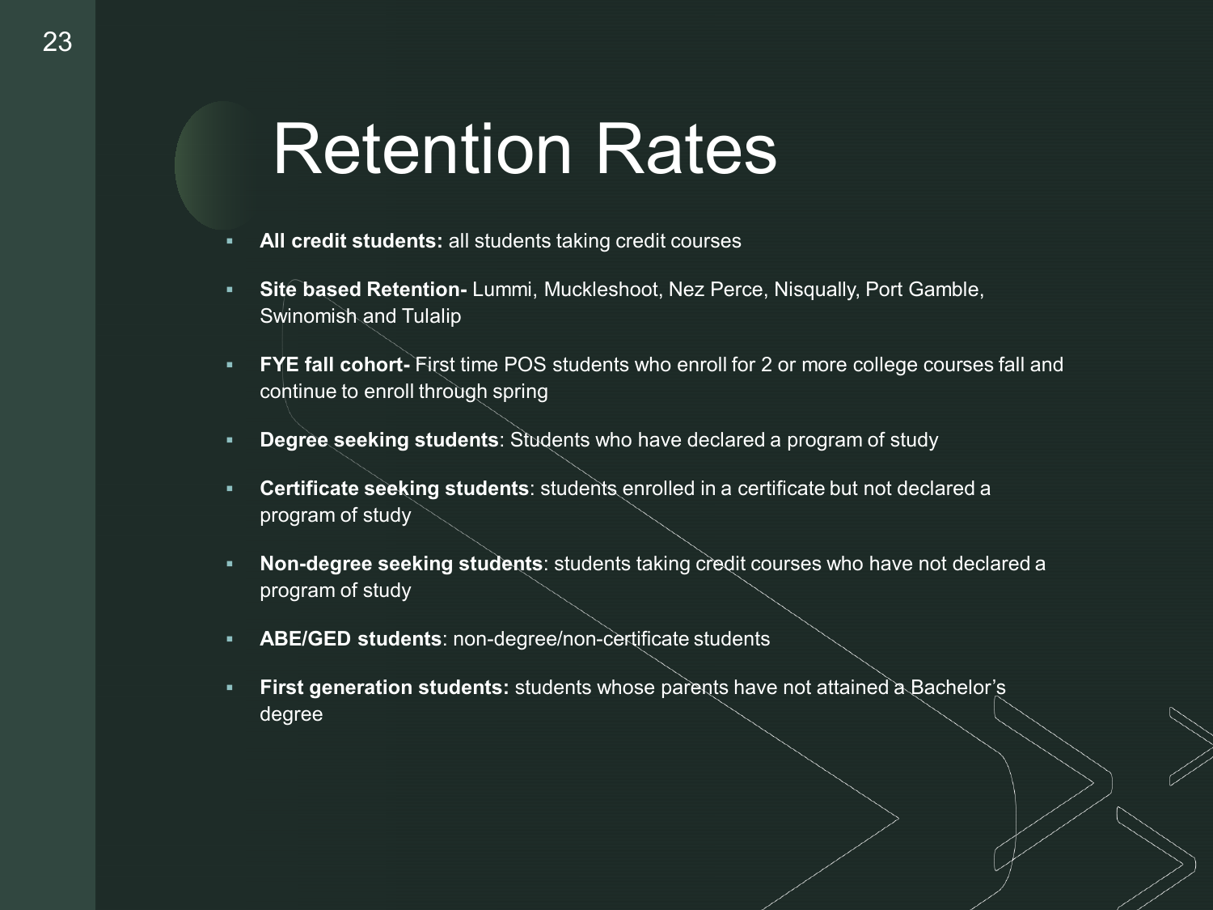# Retention Rates

- **All credit students:** all students taking credit courses
- **Site based Retention-** Lummi, Muckleshoot, Nez Perce, Nisqually, Port Gamble, Swinomish and Tulalip
- **FYE fall cohort-** First time POS students who enroll for 2 or more college courses fall and continue to enroll through spring
- **Degree seeking students**: Students who have declared a program of study
- **Certificate seeking students**: students enrolled in a certificate but not declared a program of study
- **Non-degree seeking students**: students taking credit courses who have not declared a program of study
- **ABE/GED students**: non-degree/non-certificate students
- **First generation students:** students whose parents have not attained a Bachelor's degree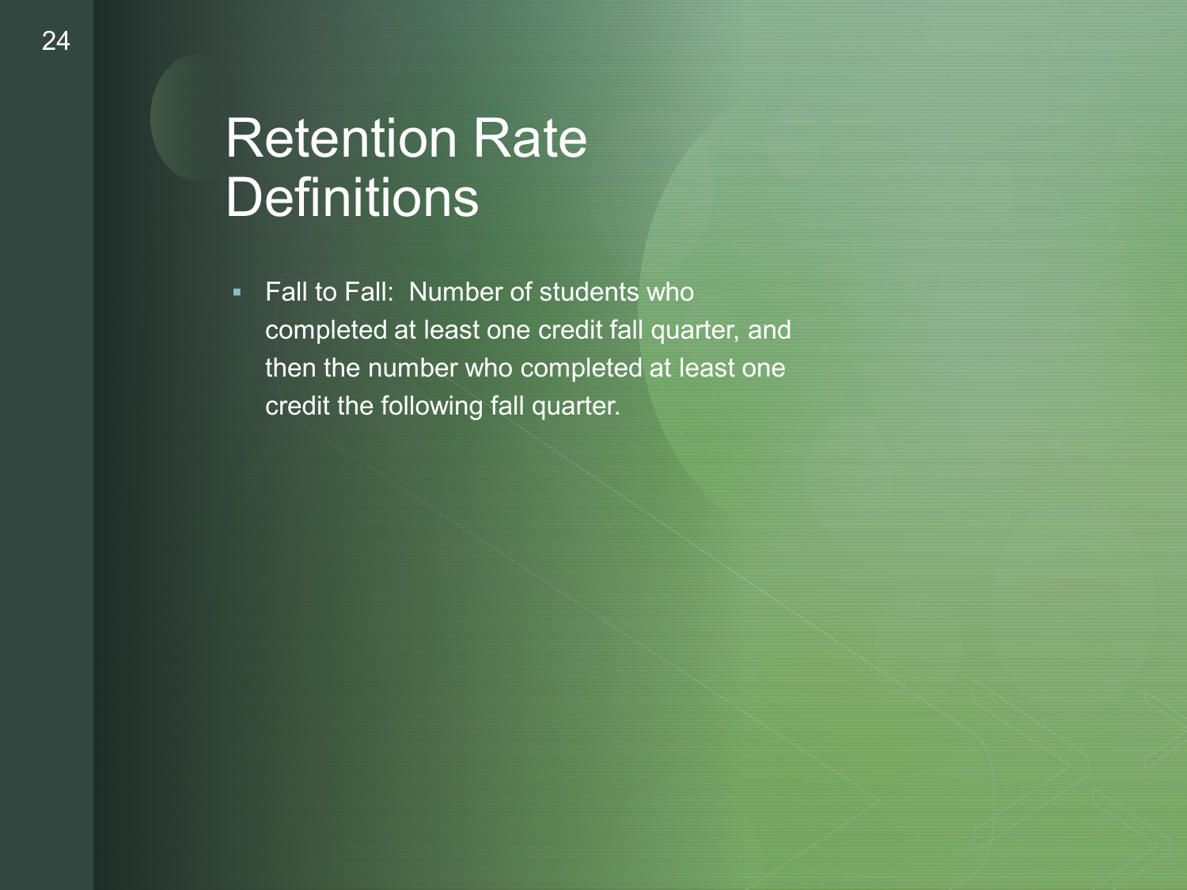# Retention Rate Definitions

- Fall to Fall: Number of students who completed at least one credit fall quarter, and then the number who completed at least one credit the following fall quarter.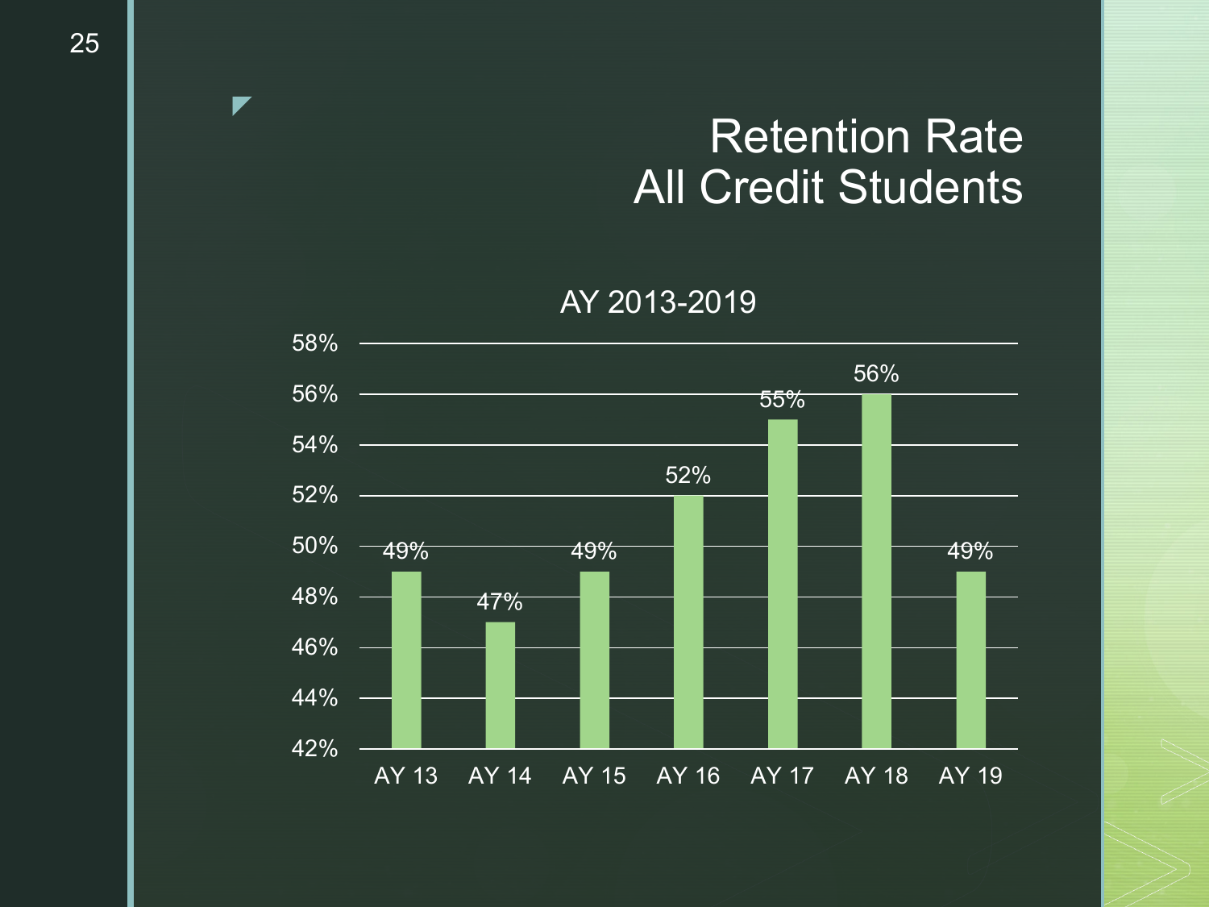# Retention Rate
# All Credit Students

AY 2013-2019

| Academic Year | Retention Rate |
|---|---|
| AY 13 | 49% |
| AY 14 | 47% |
| AY 15 | 49% |
| AY 16 | 52% |
| AY 17 | 55% |
| AY 18 | 56% |
| AY 19 | 49% |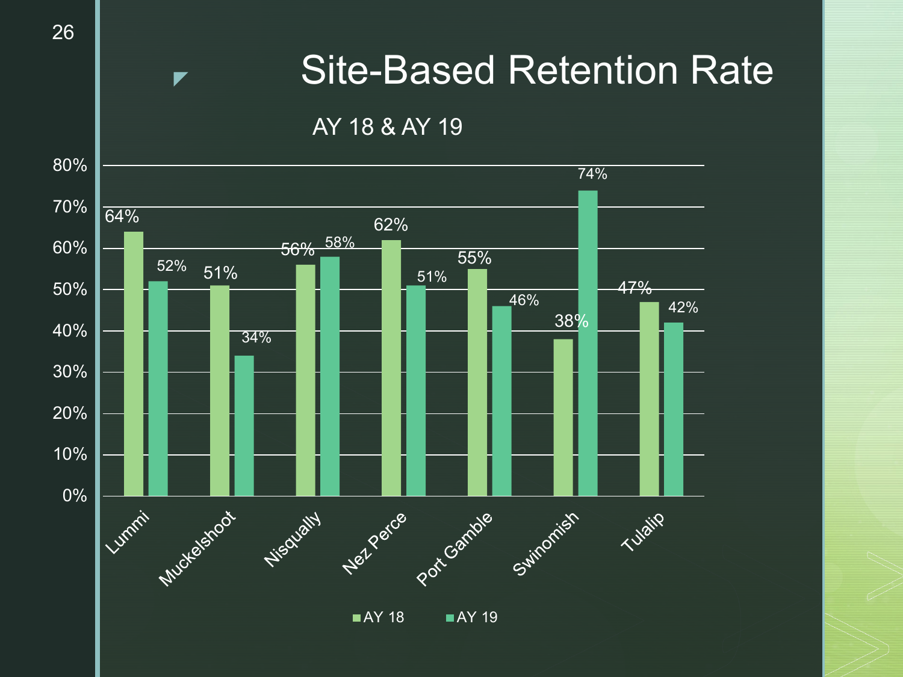# Site-Based Retention Rate

AY 18 & AY 19

| Site | AY 18 | AY 19 |
|---|---|---|
| Lummi | 64% | 52% |
| Muckelshoot | 51% | 34% |
| Nisqually | 56% | 58% |
| Nez Perce | 62% | 51% |
| Port Gamble | 55% | 46% |
| Swinomish | 38% | 74% |
| Tulalip | 47% | 42% |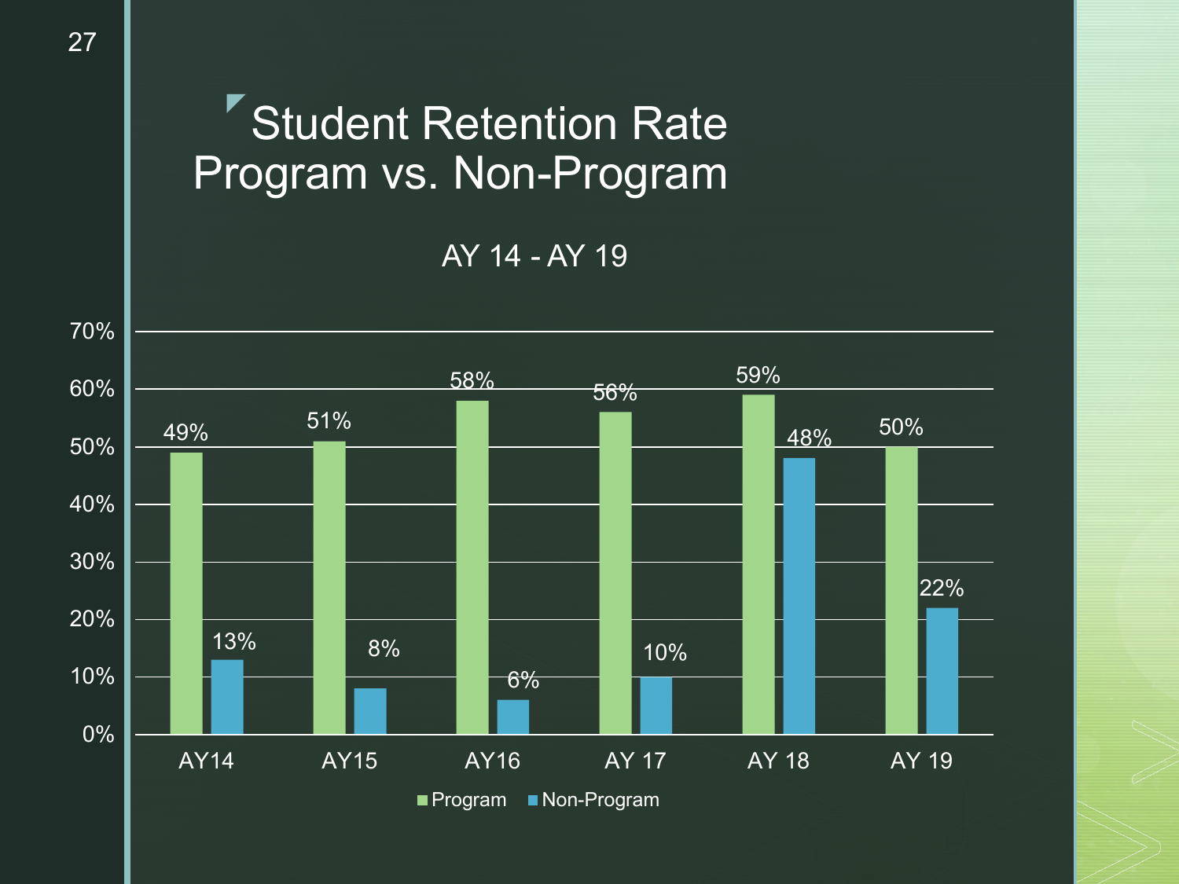# Student Retention Rate Program vs. Non-Program

AY 14 - AY 19

| | AY14 | AY15 | AY16 | AY 17 | AY 18 | AY 19 |
|---|---|---|---|---|---|---|
| Program | 49% | 51% | 58% | 56% | 59% | 50% |
| Non-Program | 13% | 8% | 6% | 10% | 48% | 22% |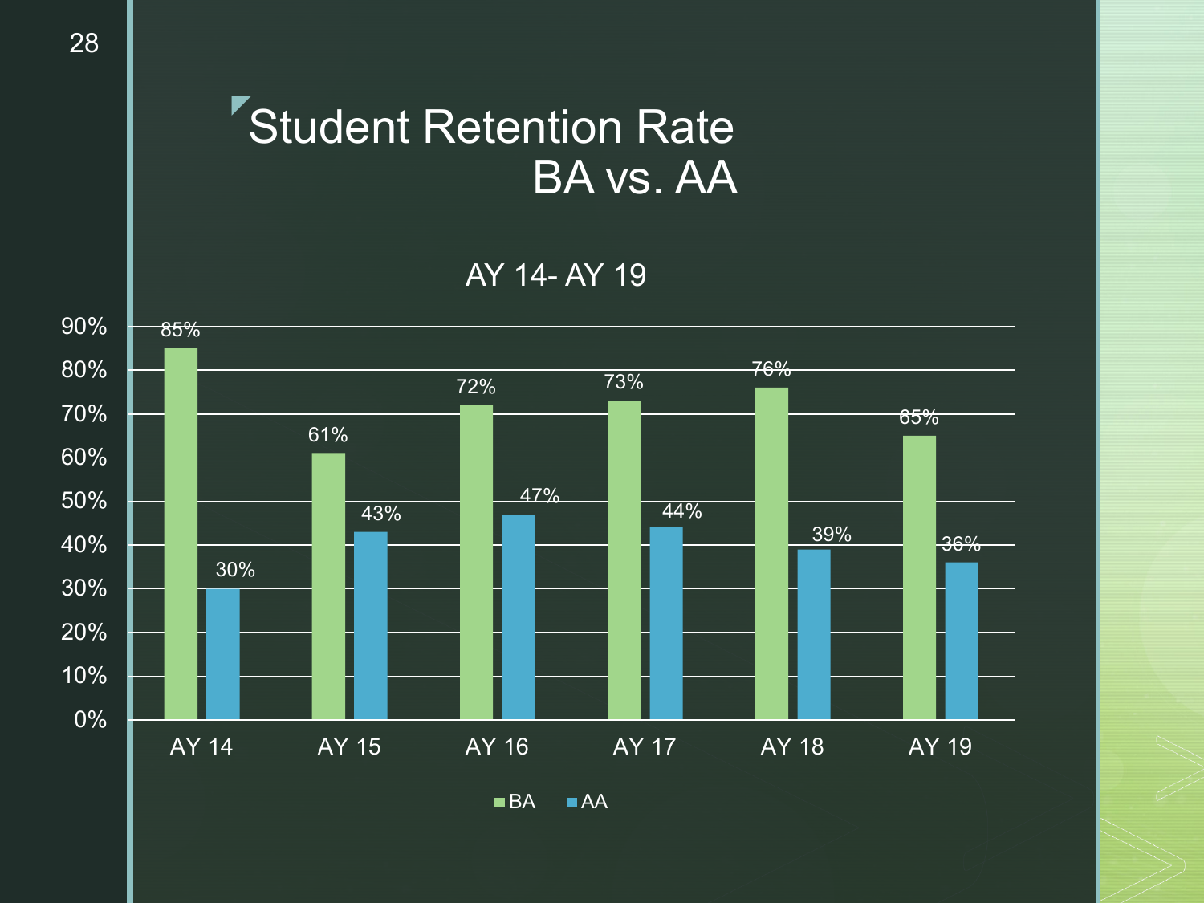# Student Retention Rate BA vs. AA

AY 14- AY 19

90%
80%
70%
60%
50%
40%
30%
20%
10%
0%

AY 14: 85%, 30%
AY 15: 61%, 43%
AY 16: 72%, 47%
AY 17: 73%, 44%
AY 18: 76%, 39%
AY 19: 65%, 36%

BA AA